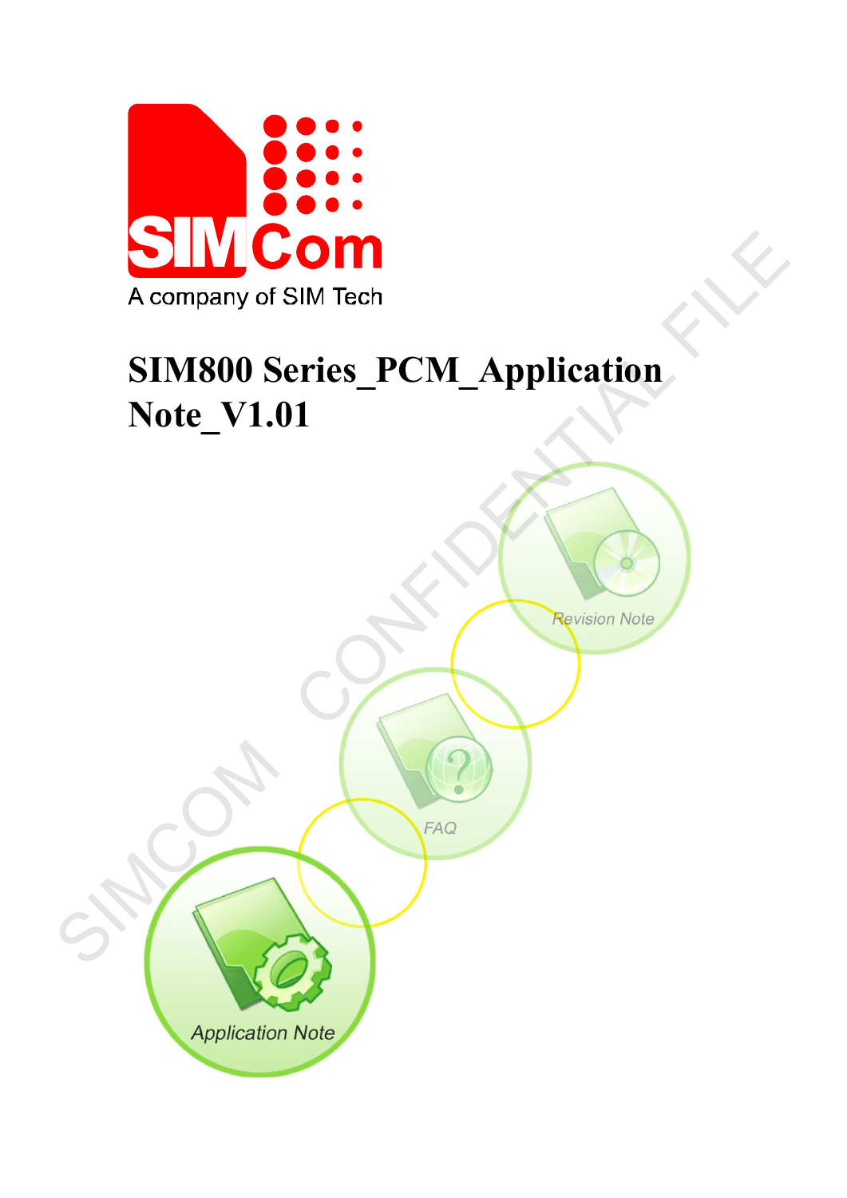A company of SIM Tech

# SIM800 Series_PCM_Application Note_V1.01

Revision Note

FAQ

Application Note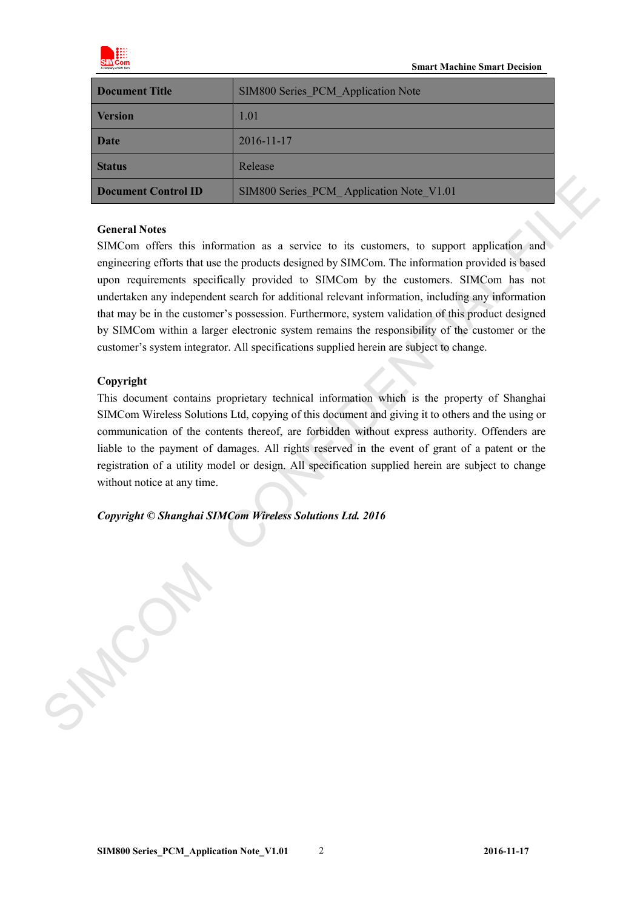| Document Title | SIM800 Series_PCM_Application Note |
| --- | --- |
| Version | 1.01 |
| Date | 2016-11-17 |
| Status | Release |
| Document Control ID | SIM800 Series_PCM_ Application Note_V1.01 |

**General Notes**

SIMCom offers this information as a service to its customers, to support application and engineering efforts that use the products designed by SIMCom. The information provided is based upon requirements specifically provided to SIMCom by the customers. SIMCom has not undertaken any independent search for additional relevant information, including any information that may be in the customer's possession. Furthermore, system validation of this product designed by SIMCom within a larger electronic system remains the responsibility of the customer or the customer's system integrator. All specifications supplied herein are subject to change.

**Copyright**

This document contains proprietary technical information which is the property of Shanghai SIMCom Wireless Solutions Ltd, copying of this document and giving it to others and the using or communication of the contents thereof, are forbidden without express authority. Offenders are liable to the payment of damages. All rights reserved in the event of grant of a patent or the registration of a utility model or design. All specification supplied herein are subject to change without notice at any time.

***Copyright © Shanghai SIMCom Wireless Solutions Ltd. 2016***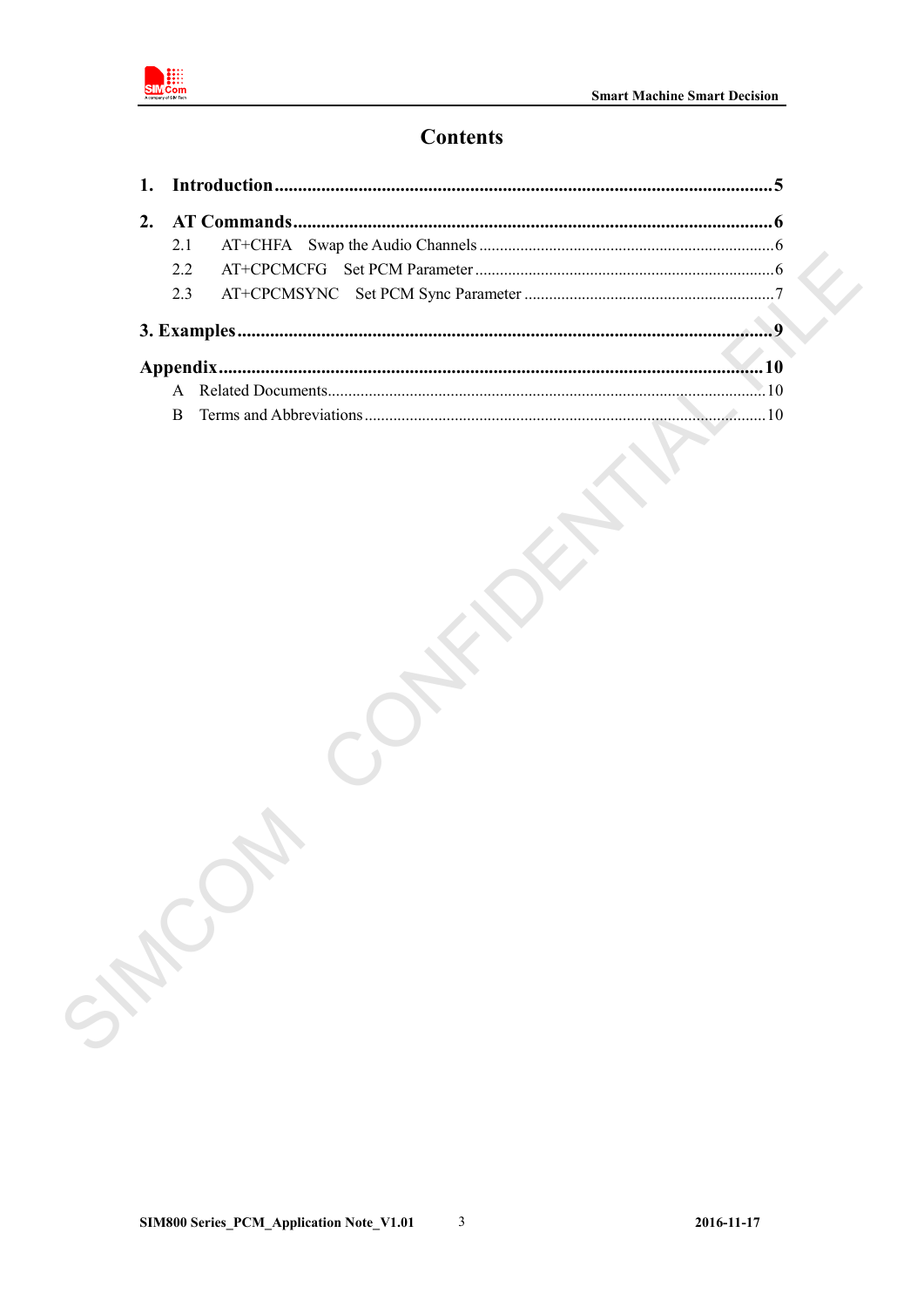# Contents

**1. Introduction ........................................................................................................ 5**

**2. AT Commands ...................................................................................................... 6**

- 2.1 AT+CHFA Swap the Audio Channels ........................................................................ 6
- 2.2 AT+CPCMCFG Set PCM Parameter ......................................................................... 6
- 2.3 AT+CPCMSYNC Set PCM Sync Parameter ............................................................. 7

**3. Examples ............................................................................................................. 9**

**Appendix ................................................................................................................ 10**

- A Related Documents ........................................................................................................ 10
- B Terms and Abbreviations ................................................................................................ 10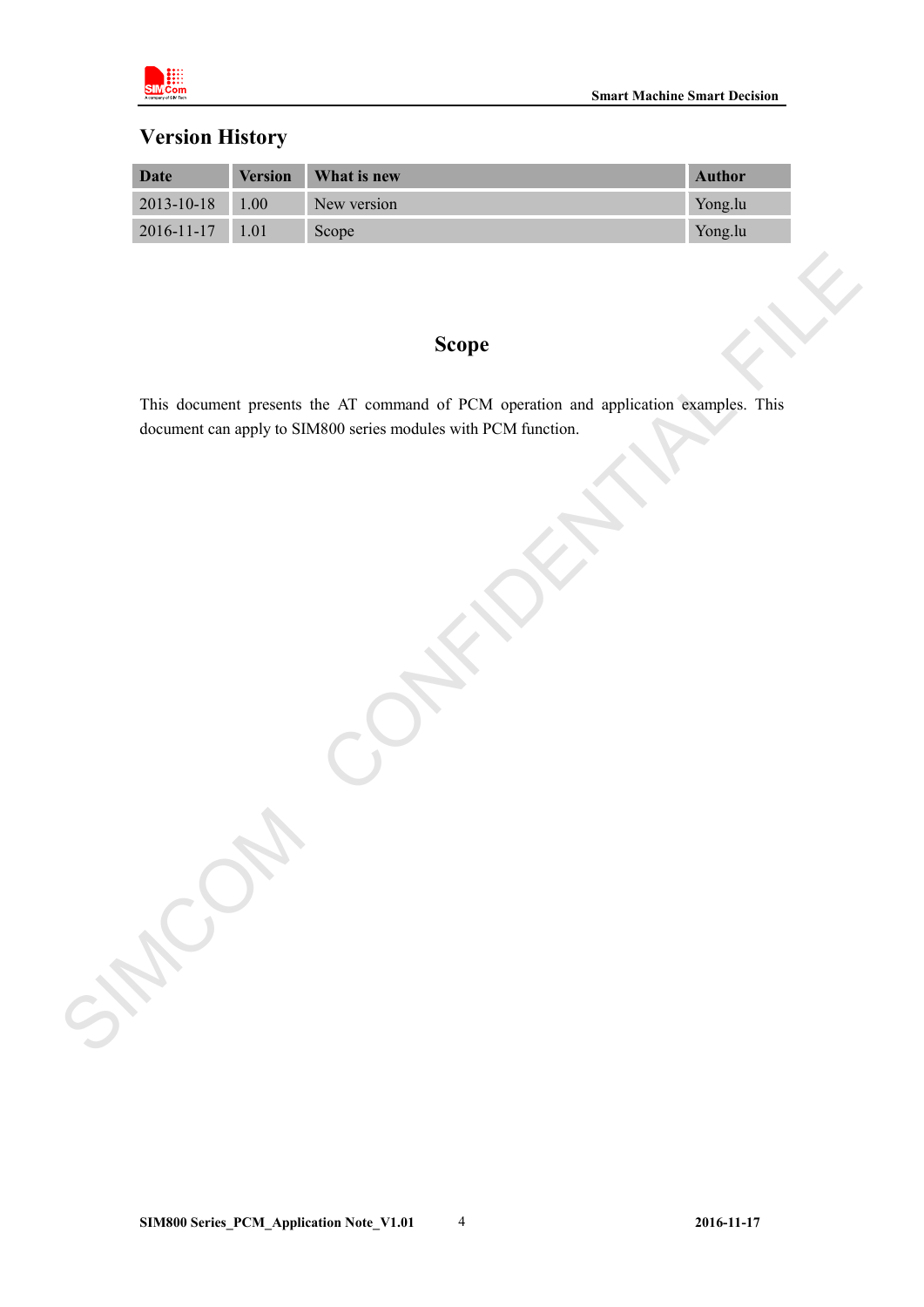## Version History

| Date | Version | What is new | Author |
|---|---|---|---|
| 2013-10-18 | 1.00 | New version | Yong.lu |
| 2016-11-17 | 1.01 | Scope | Yong.lu |

# Scope

This document presents the AT command of PCM operation and application examples. This document can apply to SIM800 series modules with PCM function.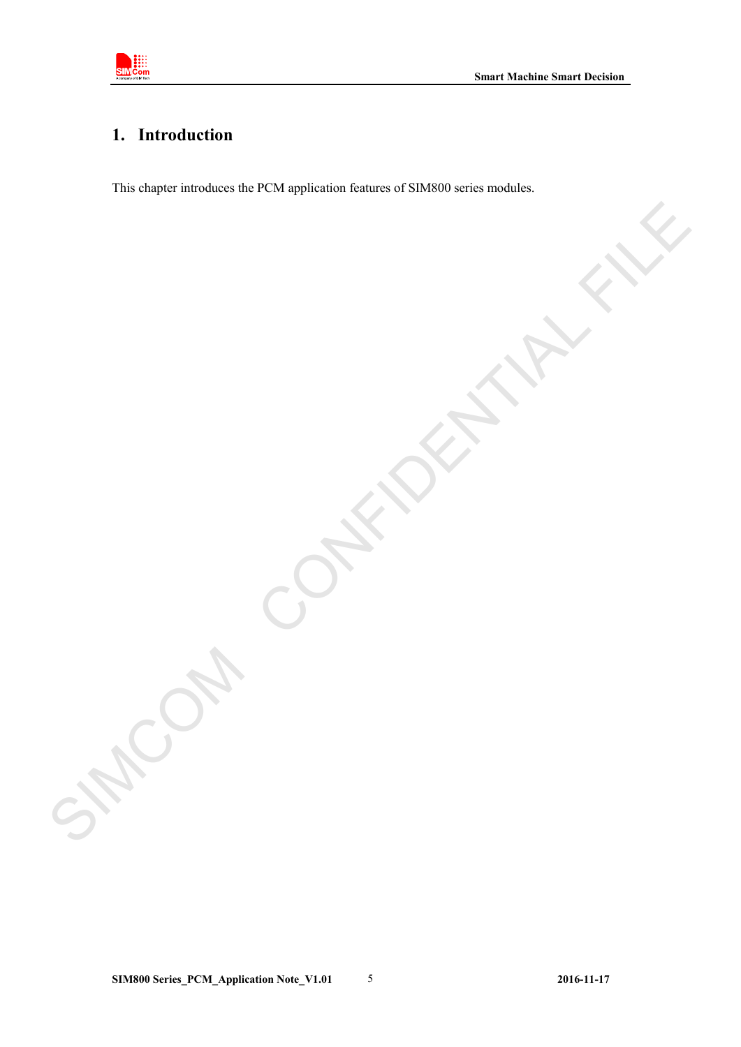# 1. Introduction

This chapter introduces the PCM application features of SIM800 series modules.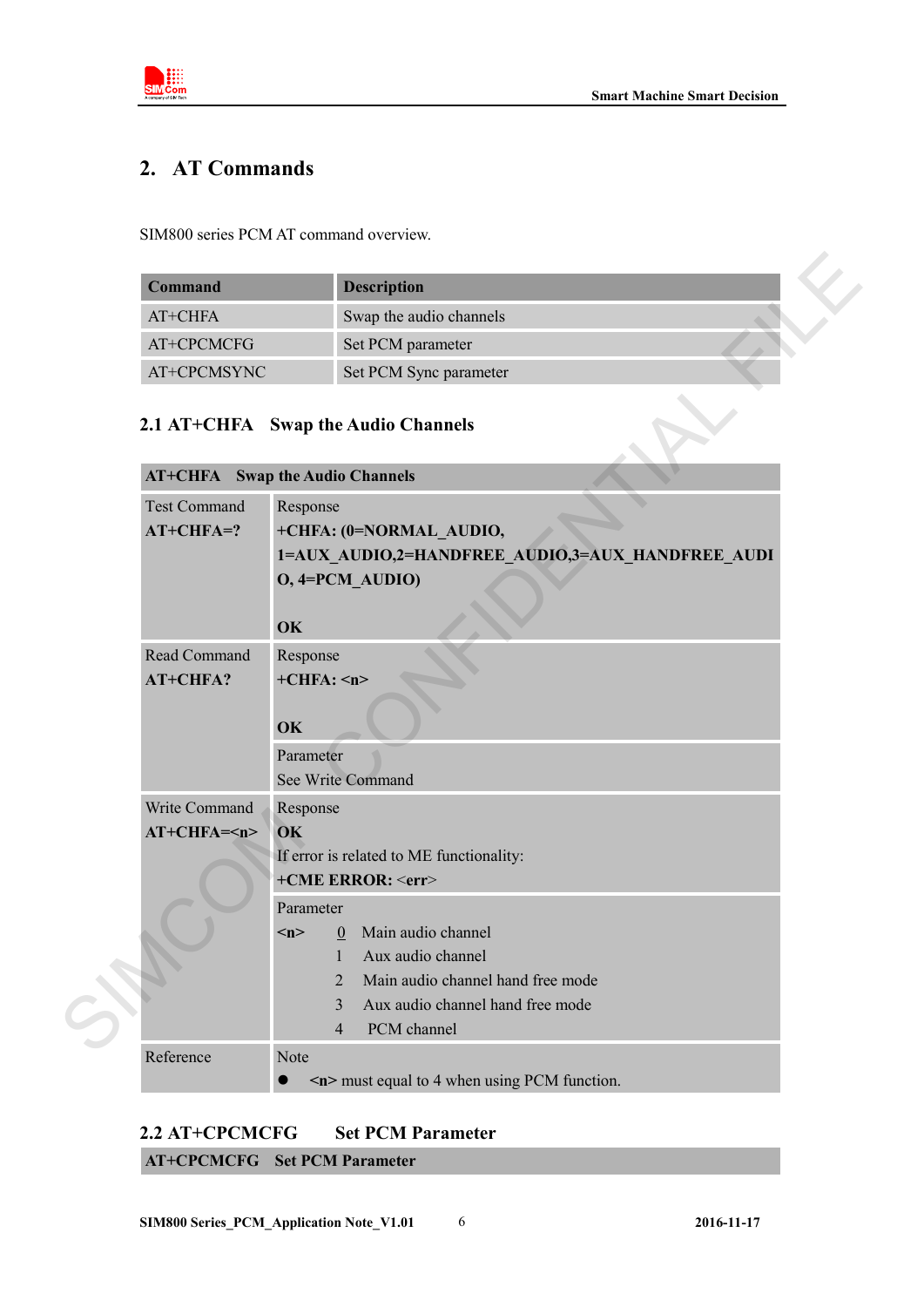## 2. AT Commands

SIM800 series PCM AT command overview.

| Command | Description |
|---|---|
| AT+CHFA | Swap the audio channels |
| AT+CPCMCFG | Set PCM parameter |
| AT+CPCMSYNC | Set PCM Sync parameter |

### 2.1 AT+CHFA  Swap the Audio Channels

| **AT+CHFA  Swap the Audio Channels** | |
|---|---|
| Test Command<br>**AT+CHFA=?** | Response<br>**+CHFA: (0=NORMAL_AUDIO, 1=AUX_AUDIO,2=HANDFREE_AUDIO,3=AUX_HANDFREE_AUDIO, 4=PCM_AUDIO)**<br><br>**OK** |
| Read Command<br>**AT+CHFA?** | Response<br>**+CHFA: <n>**<br><br>**OK** |
| | Parameter<br>See Write Command |
| Write Command<br>**AT+CHFA=<n>** | Response<br>**OK**<br>If error is related to ME functionality:<br>**+CME ERROR:** <err> |
| | Parameter<br>**<n>** 0 Main audio channel<br>1 Aux audio channel<br>2 Main audio channel hand free mode<br>3 Aux audio channel hand free mode<br>4 PCM channel |
| Reference | Note<br>● **<n>** must equal to 4 when using PCM function. |

### 2.2 AT+CPCMCFG  Set PCM Parameter

| **AT+CPCMCFG  Set PCM Parameter** |
|---|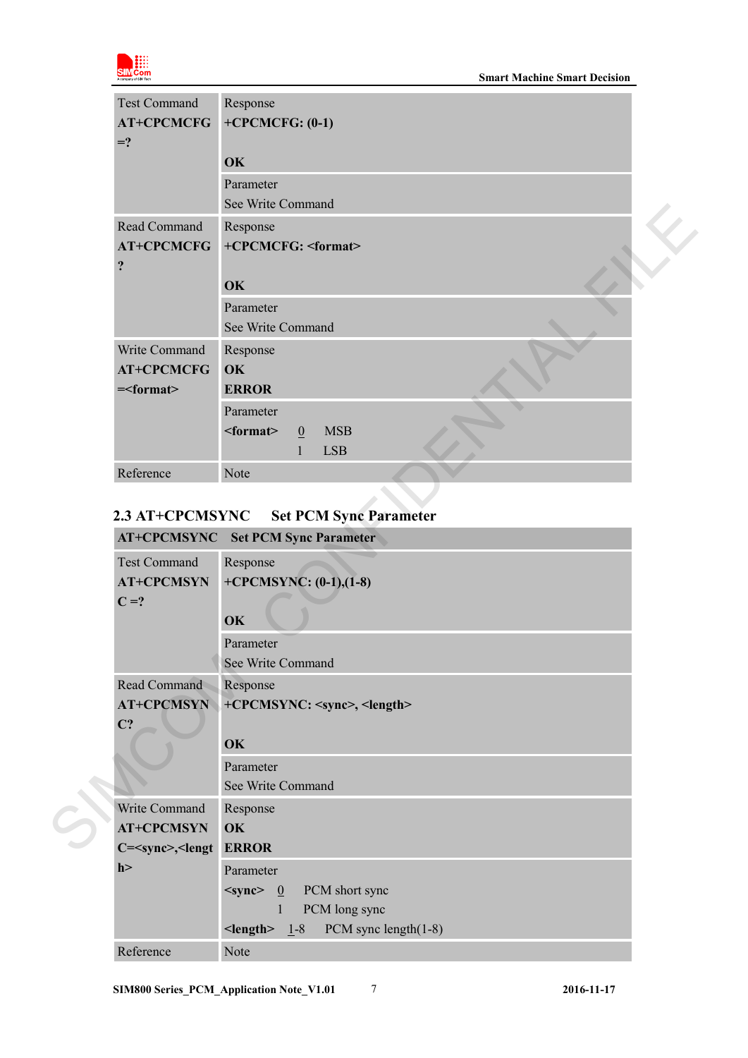| | |
|---|---|
| Test Command<br>**AT+CPCMCFG=?** | Response<br>**+CPCMCFG: (0-1)**<br><br>**OK** |
| | Parameter<br>See Write Command |
| Read Command<br>**AT+CPCMCFG?** | Response<br>**+CPCMCFG: <format>**<br><br>**OK** |
| | Parameter<br>See Write Command |
| Write Command<br>**AT+CPCMCFG=<format>** | Response<br>**OK**<br>**ERROR** |
| | Parameter<br>**<format>** 0 MSB<br>1 LSB |
| Reference | Note |

## 2.3 AT+CPCMSYNC Set PCM Sync Parameter

| **AT+CPCMSYNC** | **Set PCM Sync Parameter** |
|---|---|
| Test Command<br>**AT+CPCMSYNC =?** | Response<br>**+CPCMSYNC: (0-1),(1-8)**<br><br>**OK** |
| | Parameter<br>See Write Command |
| Read Command<br>**AT+CPCMSYNC?** | Response<br>**+CPCMSYNC: <sync>, <length>**<br><br>**OK** |
| | Parameter<br>See Write Command |
| Write Command<br>**AT+CPCMSYNC=<sync>,<length>** | Response<br>**OK**<br>**ERROR** |
| | Parameter<br>**<sync>** 0 PCM short sync<br>1 PCM long sync<br>**<length>** 1-8 PCM sync length(1-8) |
| Reference | Note |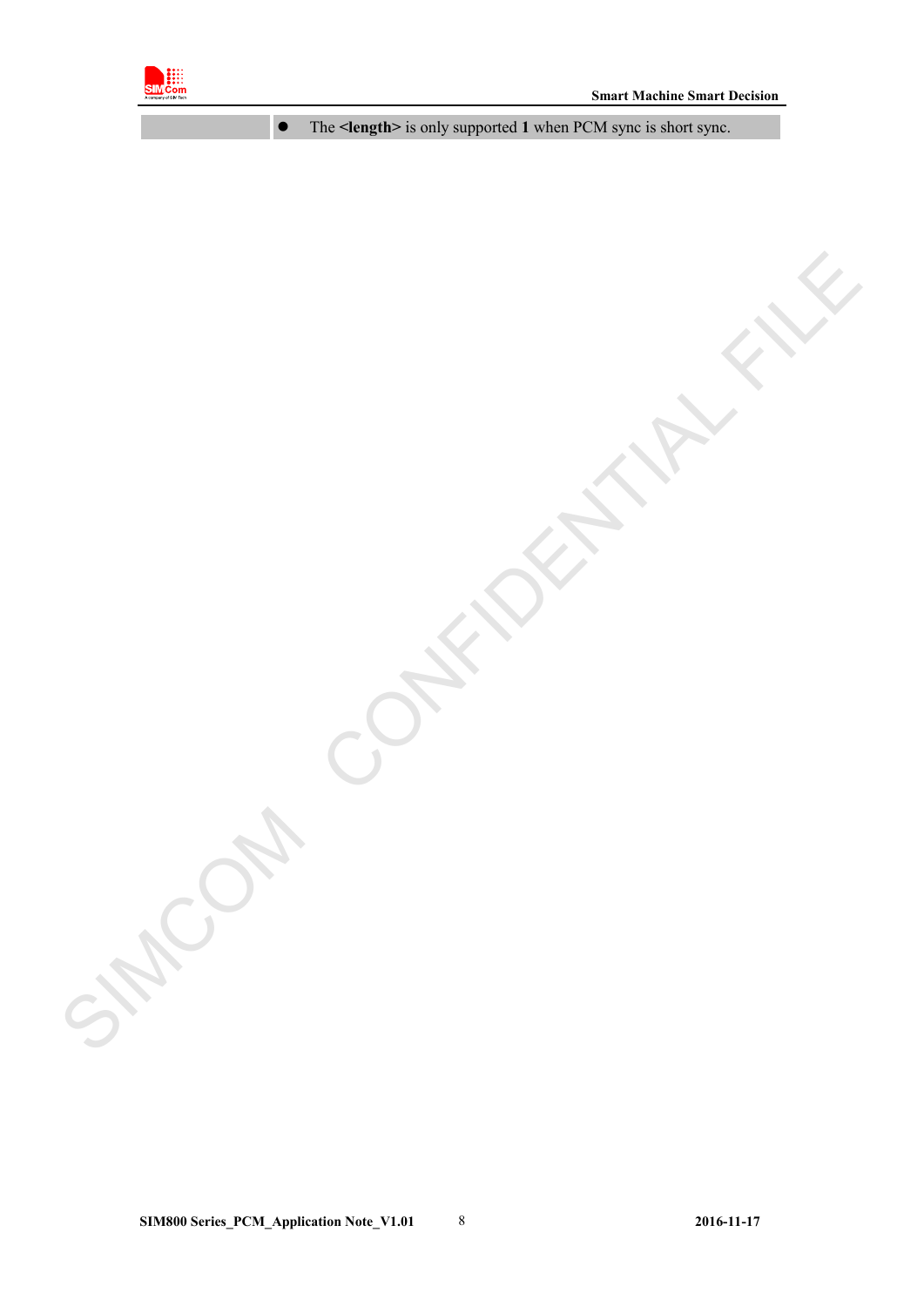| | |
| --- | --- |
| | - The **<length>** is only supported **1** when PCM sync is short sync. |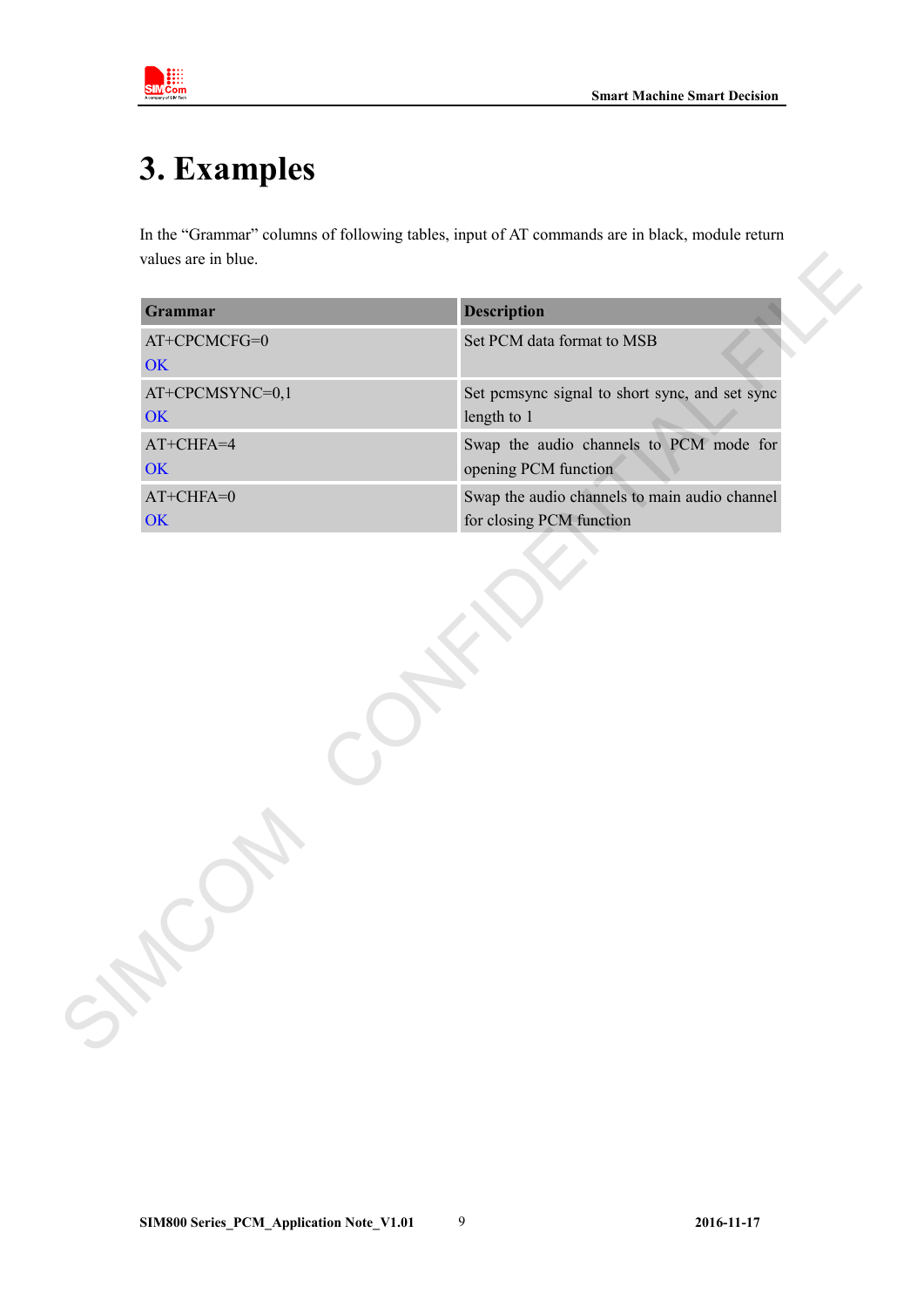// Document: c0f2f20c029b — page 9 of 11
# 3. Examples

In the "Grammar" columns of following tables, input of AT commands are in black, module return values are in blue.

| Grammar | Description |
|---|---|
| AT+CPCMCFG=0<br>OK | Set PCM data format to MSB |
| AT+CPCMSYNC=0,1<br>OK | Set pcmsync signal to short sync, and set sync length to 1 |
| AT+CHFA=4<br>OK | Swap the audio channels to PCM mode for opening PCM function |
| AT+CHFA=0<br>OK | Swap the audio channels to main audio channel for closing PCM function |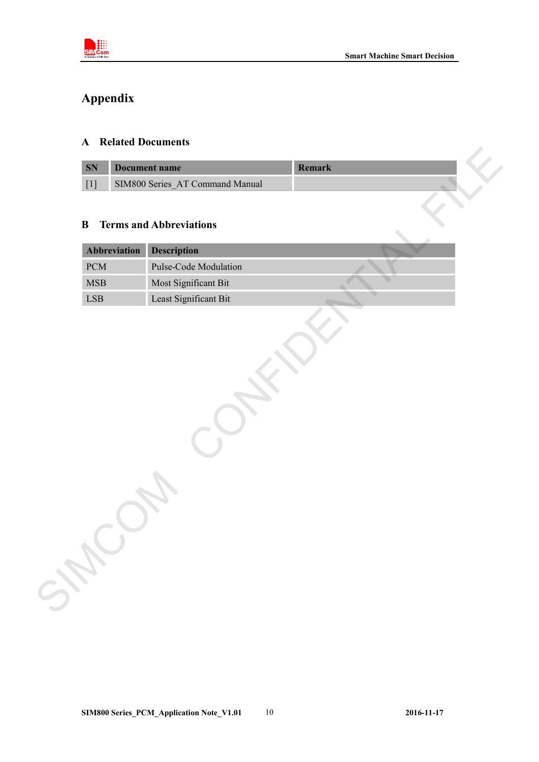# Appendix

## A Related Documents

| SN | Document name | Remark |
|---|---|---|
| [1] | SIM800 Series_AT Command Manual | |

## B Terms and Abbreviations

| Abbreviation | Description |
|---|---|
| PCM | Pulse-Code Modulation |
| MSB | Most Significant Bit |
| LSB | Least Significant Bit |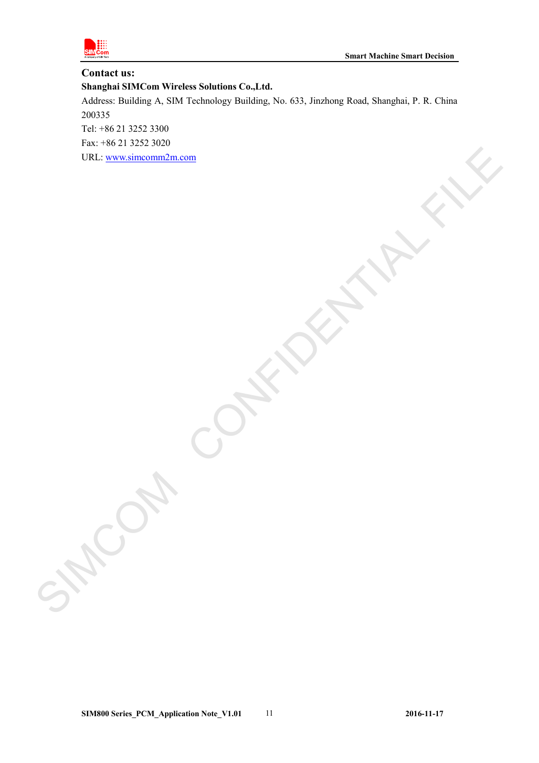## Contact us:

**Shanghai SIMCom Wireless Solutions Co.,Ltd.**

Address: Building A, SIM Technology Building, No. 633, Jinzhong Road, Shanghai, P. R. China 200335

Tel: +86 21 3252 3300

Fax: +86 21 3252 3020

URL: [www.simcomm2m.com](http://www.simcomm2m.com)